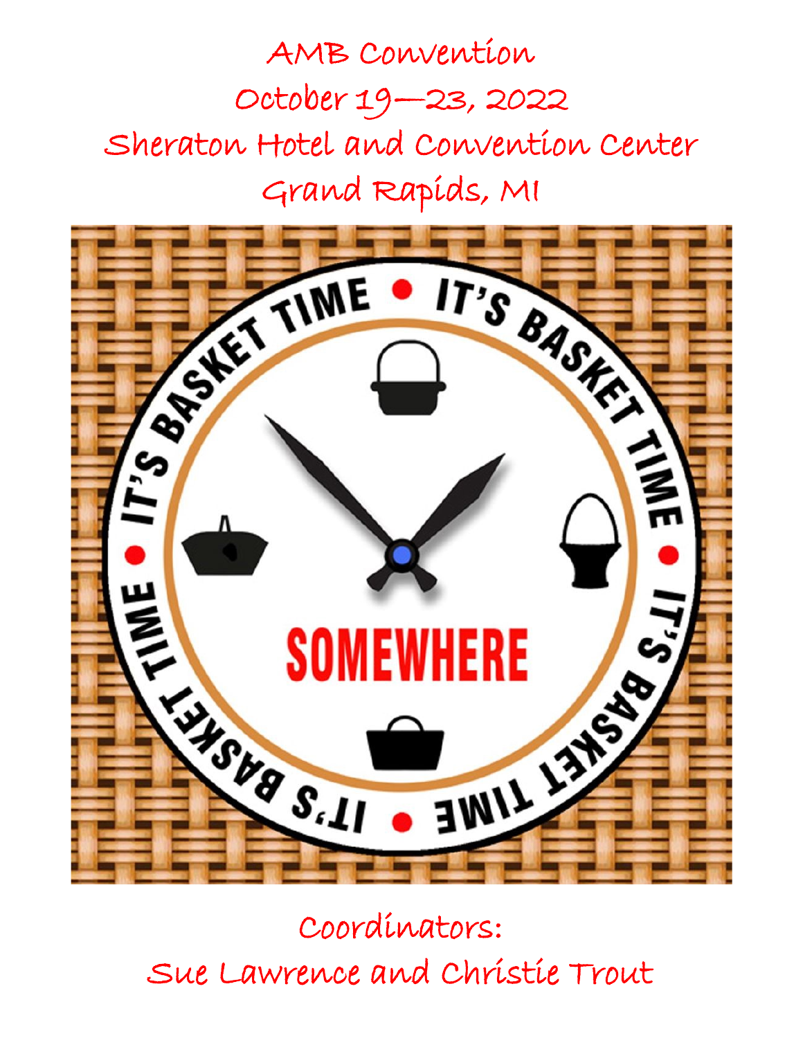# AMB Convention

October 19—23, 2022

Sheraton Hotel and Convention Center

Grand Rapids, MI

IT'S BASKET TIME • IT'S BASKET TIME • IT'S BASKET TIME • IT'S BASKET TIME

SOMEWHERE

Coordinators:

Sue Lawrence and Christie Trout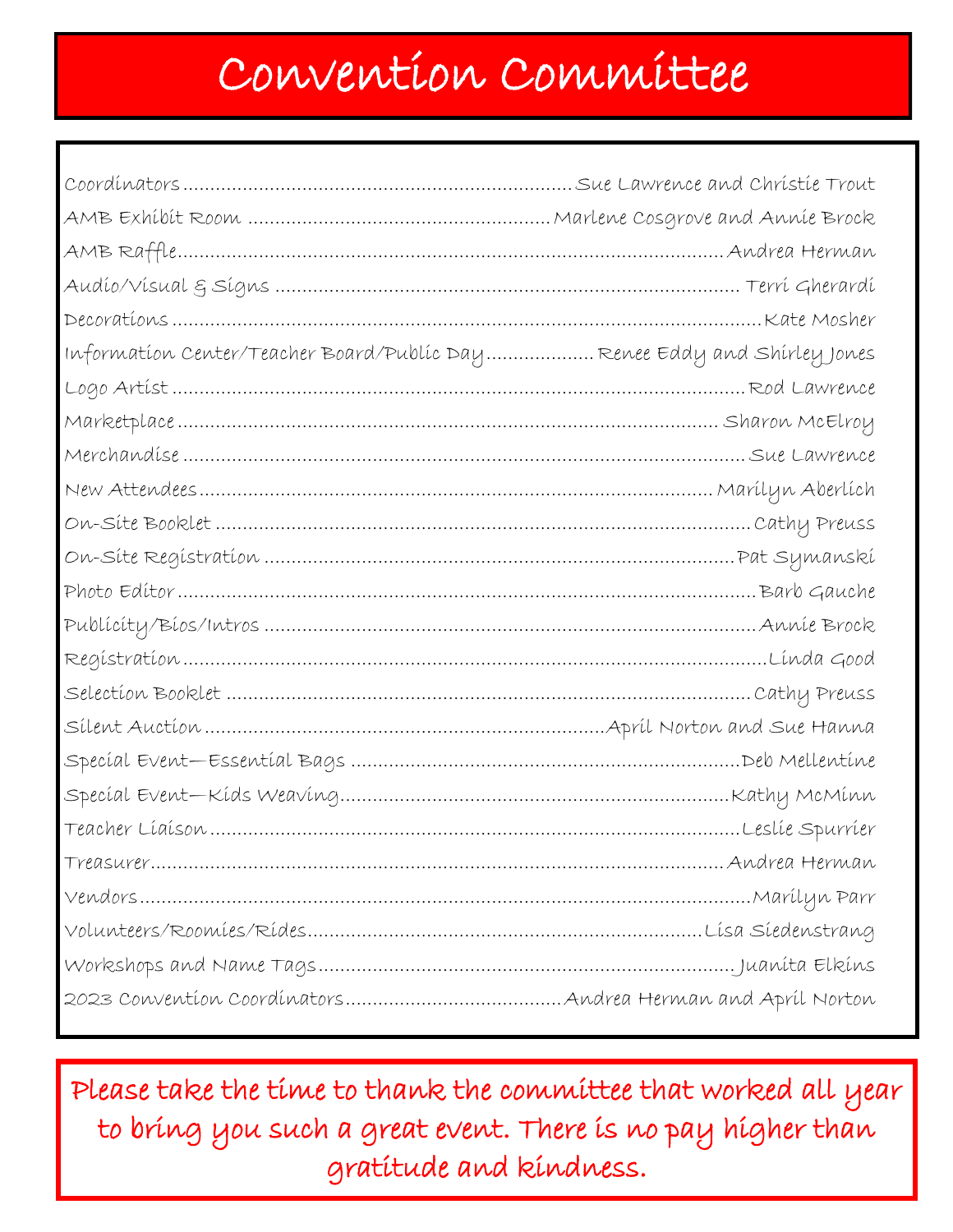# Convention Committee

| Role | Name |
|---|---|
| Coordinators | Sue Lawrence and Christie Trout |
| AMB Exhibit Room | Marlene Cosgrove and Annie Brock |
| AMB Raffle | Andrea Herman |
| Audio/Visual & Signs | Terri Gherardi |
| Decorations | Kate Mosher |
| Information Center/Teacher Board/Public Day | Renee Eddy and Shirley Jones |
| Logo Artist | Rod Lawrence |
| Marketplace | Sharon McElroy |
| Merchandise | Sue Lawrence |
| New Attendees | Marilyn Aberlich |
| On-Site Booklet | Cathy Preuss |
| On-Site Registration | Pat Symanski |
| Photo Editor | Barb Gauche |
| Publicity/Bios/Intros | Annie Brock |
| Registration | Linda Good |
| Selection Booklet | Cathy Preuss |
| Silent Auction | April Norton and Sue Hanna |
| Special Event—Essential Bags | Deb Mellentine |
| Special Event—Kids Weaving | Kathy McMinn |
| Teacher Liaison | Leslie Spurrier |
| Treasurer | Andrea Herman |
| Vendors | Marilyn Parr |
| Volunteers/Roomies/Rides | Lisa Siedenstrang |
| Workshops and Name Tags | Juanita Elkins |
| 2023 Convention Coordinators | Andrea Herman and April Norton |

Please take the time to thank the committee that worked all year to bring you such a great event. There is no pay higher than gratitude and kindness.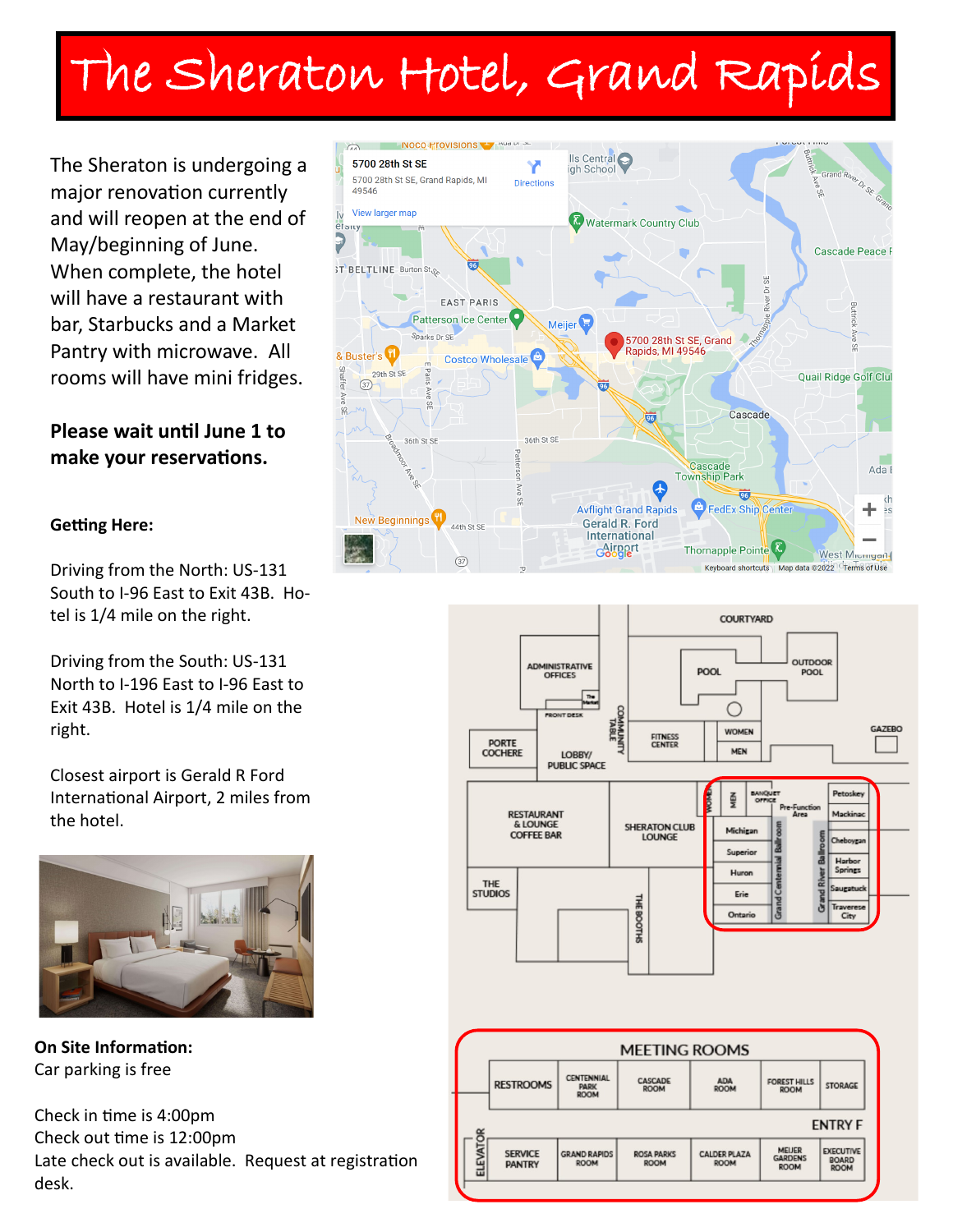# The Sheraton Hotel, Grand Rapids

The Sheraton is undergoing a major renovation currently and will reopen at the end of May/beginning of June. When complete, the hotel will have a restaurant with bar, Starbucks and a Market Pantry with microwave. All rooms will have mini fridges.

**Please wait until June 1 to make your reservations.**

**Getting Here:**

Driving from the North: US-131 South to I-96 East to Exit 43B. Hotel is 1/4 mile on the right.

Driving from the South: US-131 North to I-196 East to I-96 East to Exit 43B. Hotel is 1/4 mile on the right.

Closest airport is Gerald R Ford International Airport, 2 miles from the hotel.

**On Site Information:**

Car parking is free

Check in time is 4:00pm
Check out time is 12:00pm
Late check out is available. Request at registration desk.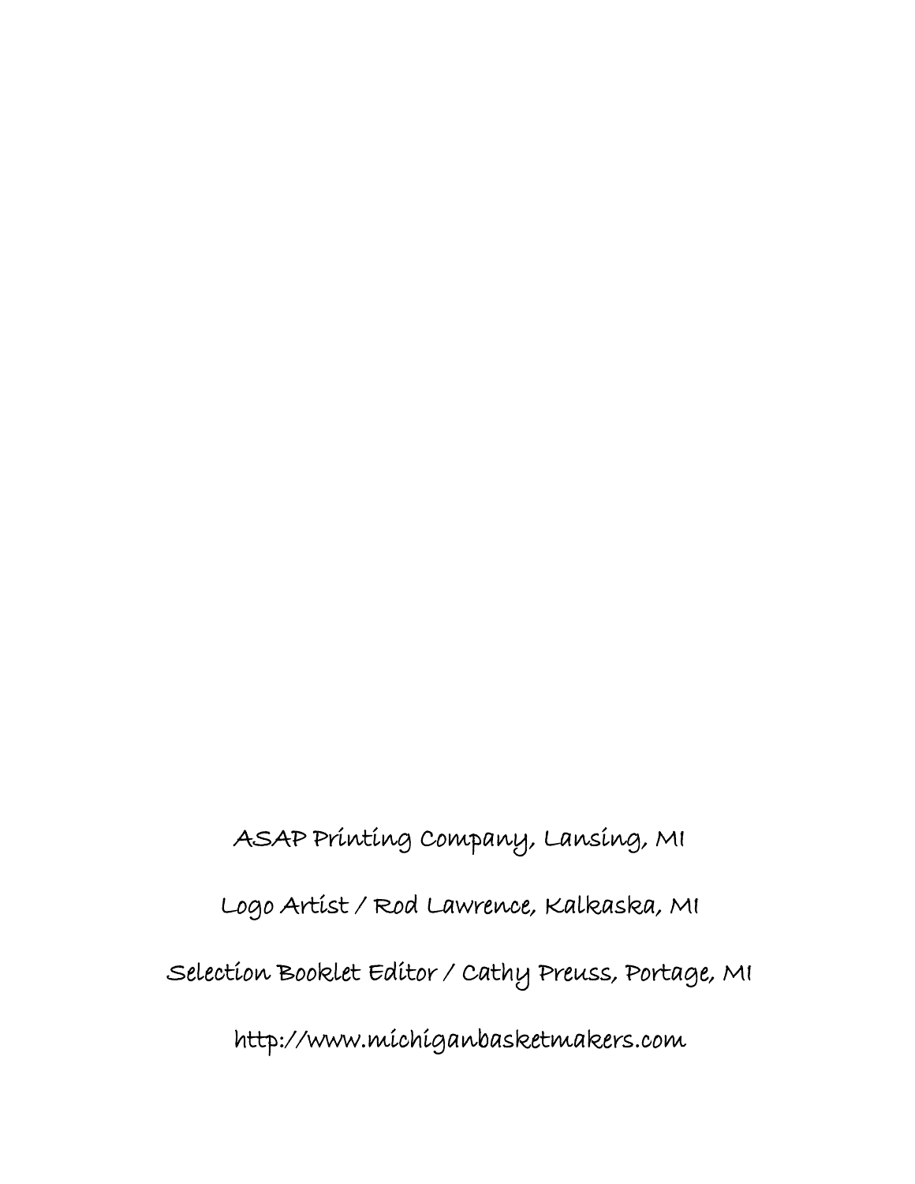ASAP Printing Company, Lansing, MI

Logo Artist / Rod Lawrence, Kalkaska, MI

Selection Booklet Editor / Cathy Preuss, Portage, MI

http://www.michiganbasketmakers.com